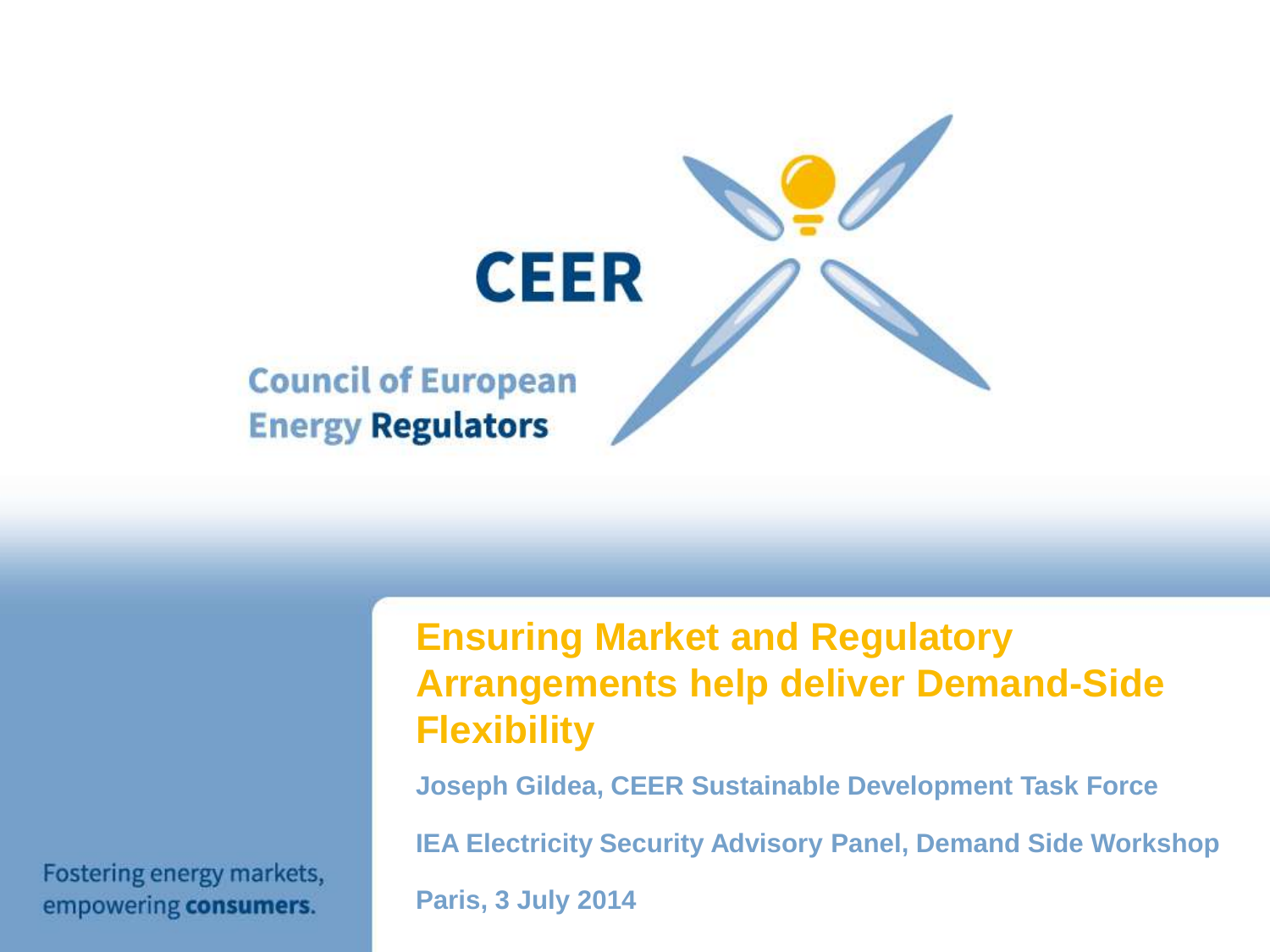CEER

Council of European Energy Regulators

# Ensuring Market and Regulatory Arrangements help deliver Demand-Side Flexibility

**Joseph Gildea, CEER Sustainable Development Task Force**

**IEA Electricity Security Advisory Panel, Demand Side Workshop**

**Paris, 3 July 2014**

Fostering energy markets, empowering **consumers**.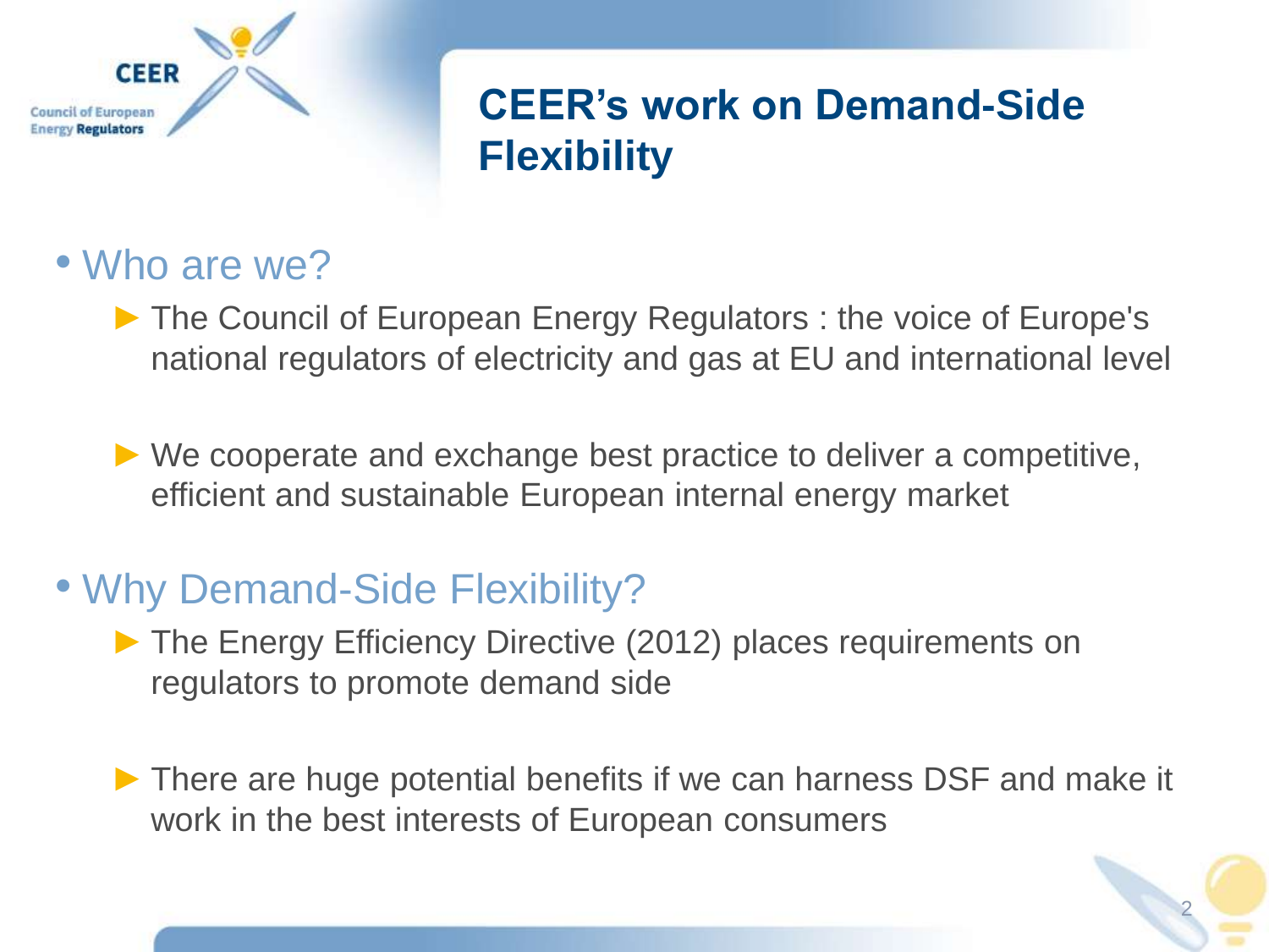# CEER's work on Demand-Side Flexibility

- Who are we?
  - The Council of European Energy Regulators : the voice of Europe's national regulators of electricity and gas at EU and international level
  - We cooperate and exchange best practice to deliver a competitive, efficient and sustainable European internal energy market
- Why Demand-Side Flexibility?
  - The Energy Efficiency Directive (2012) places requirements on regulators to promote demand side
  - There are huge potential benefits if we can harness DSF and make it work in the best interests of European consumers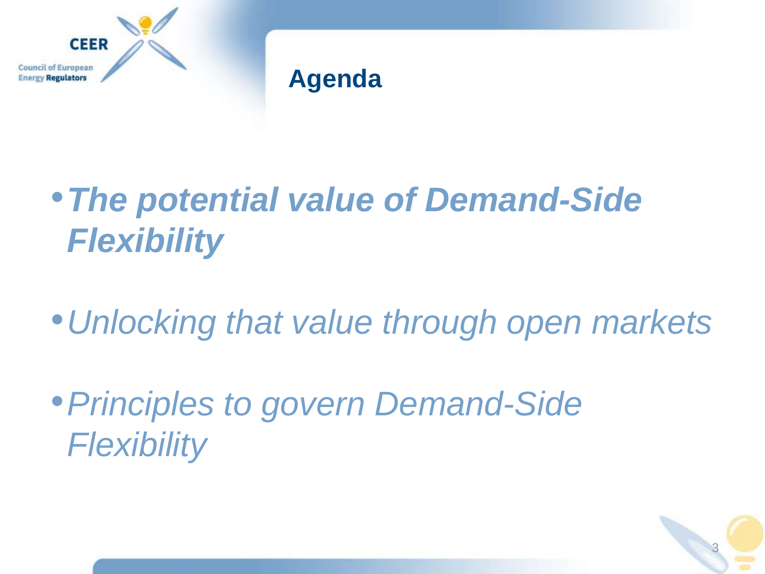# Agenda

- ***The potential value of Demand-Side Flexibility***
- *Unlocking that value through open markets*
- *Principles to govern Demand-Side Flexibility*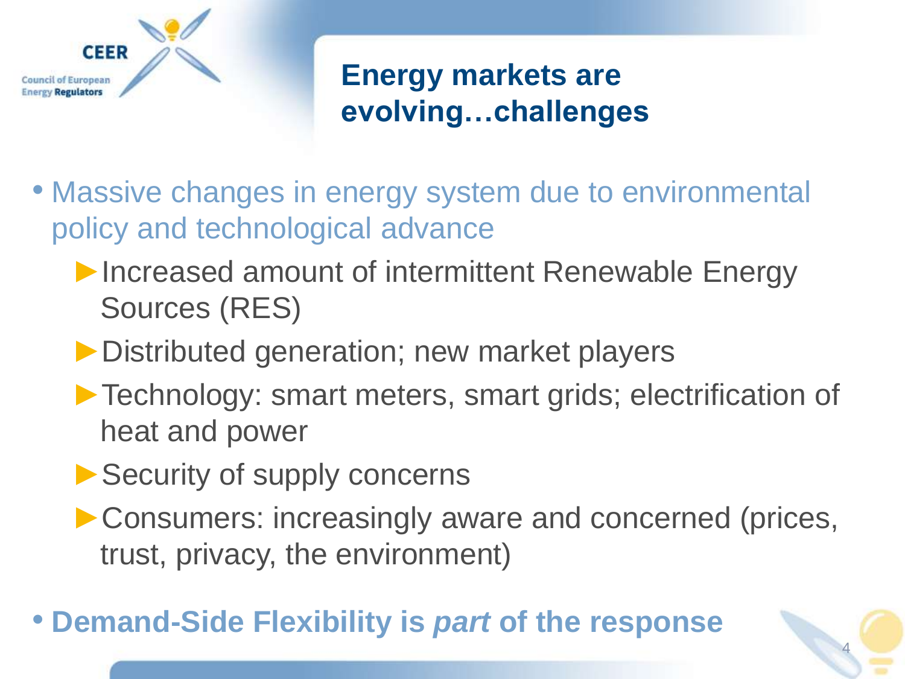# Energy markets are evolving…challenges

- Massive changes in energy system due to environmental policy and technological advance
  - Increased amount of intermittent Renewable Energy Sources (RES)
  - Distributed generation; new market players
  - Technology: smart meters, smart grids; electrification of heat and power
  - Security of supply concerns
  - Consumers: increasingly aware and concerned (prices, trust, privacy, the environment)
- **Demand-Side Flexibility is *part* of the response**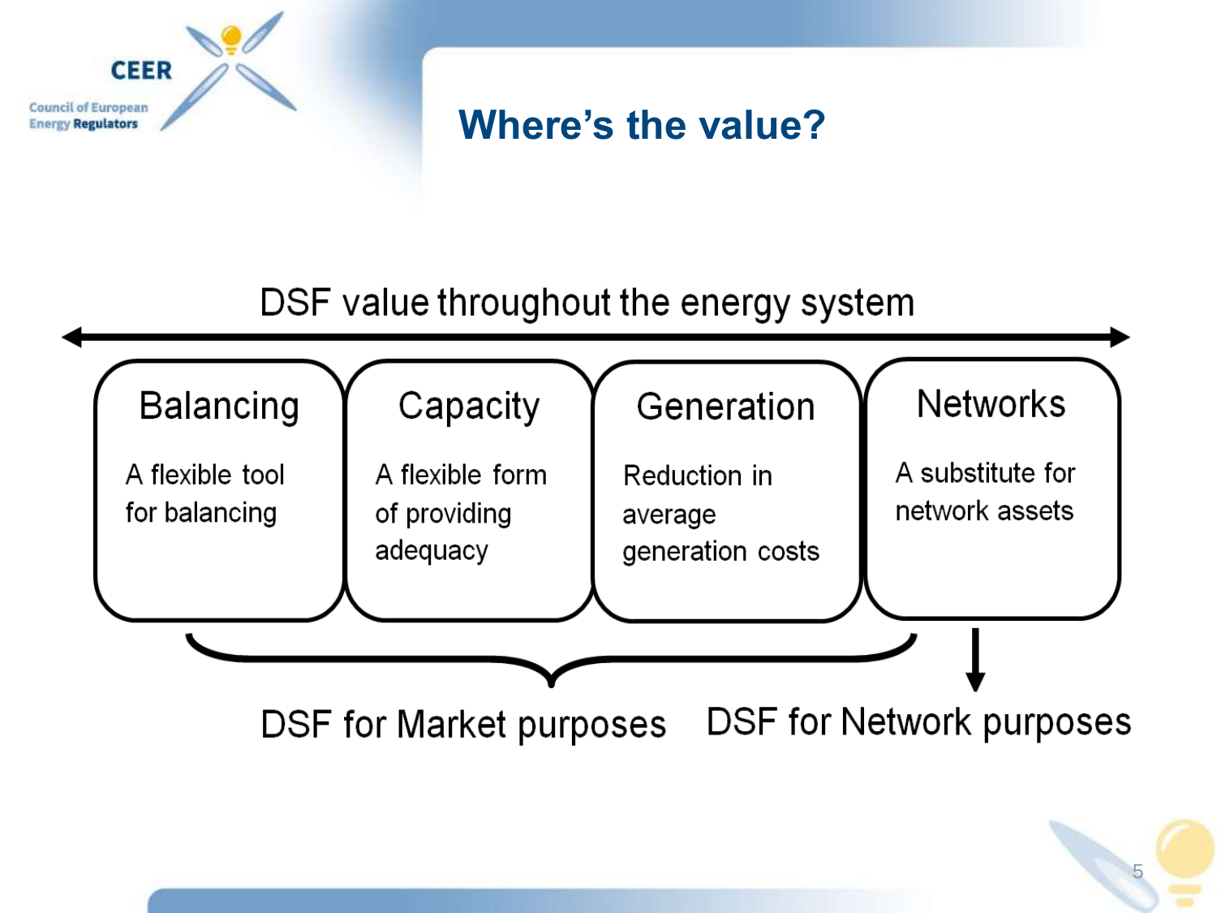# Where's the value?

DSF value throughout the energy system

| Balancing | Capacity | Generation | Networks |
|---|---|---|---|
| A flexible tool for balancing | A flexible form of providing adequacy | Reduction in average generation costs | A substitute for network assets |

DSF for Market purposes (Balancing, Capacity, Generation)

DSF for Network purposes (Networks)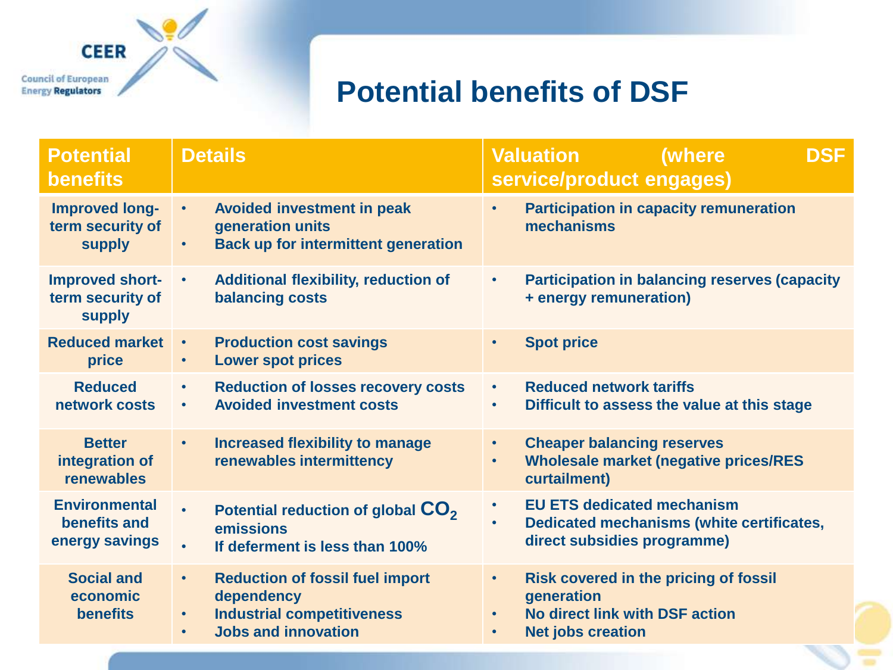# Potential benefits of DSF

| Potential benefits | Details | Valuation (where DSF service/product engages) |
|---|---|---|
| Improved long-term security of supply | • Avoided investment in peak generation units<br>• Back up for intermittent generation | • Participation in capacity remuneration mechanisms |
| Improved short-term security of supply | • Additional flexibility, reduction of balancing costs | • Participation in balancing reserves (capacity + energy remuneration) |
| Reduced market price | • Production cost savings<br>• Lower spot prices | • Spot price |
| Reduced network costs | • Reduction of losses recovery costs<br>• Avoided investment costs | • Reduced network tariffs<br>• Difficult to assess the value at this stage |
| Better integration of renewables | • Increased flexibility to manage renewables intermittency | • Cheaper balancing reserves<br>• Wholesale market (negative prices/RES curtailment) |
| Environmental benefits and energy savings | • Potential reduction of global $CO_2$ emissions<br>• If deferment is less than 100% | • EU ETS dedicated mechanism<br>• Dedicated mechanisms (white certificates, direct subsidies programme) |
| Social and economic benefits | • Reduction of fossil fuel import dependency<br>• Industrial competitiveness<br>• Jobs and innovation | • Risk covered in the pricing of fossil generation<br>• No direct link with DSF action<br>• Net jobs creation |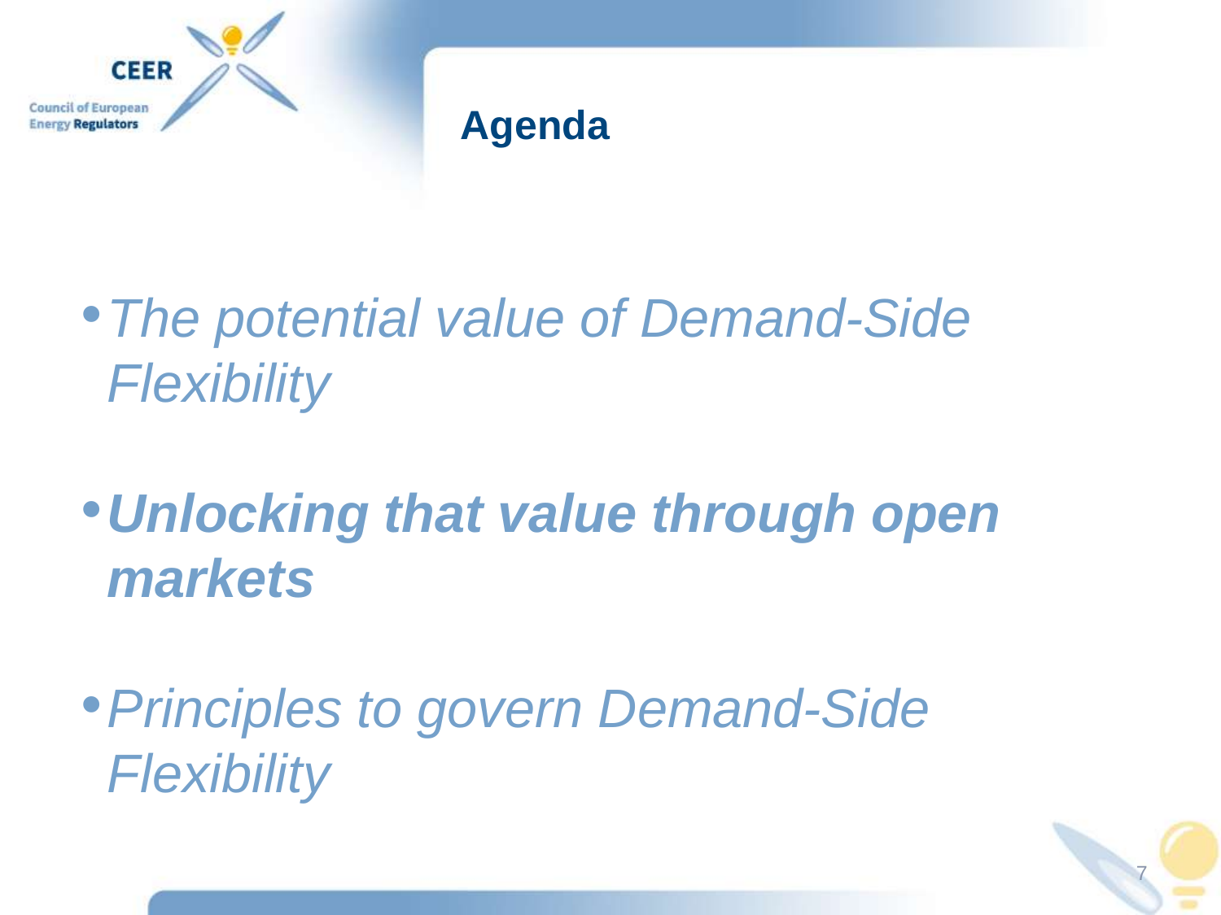# Agenda

- *The potential value of Demand-Side Flexibility*
- ***Unlocking that value through open markets***
- *Principles to govern Demand-Side Flexibility*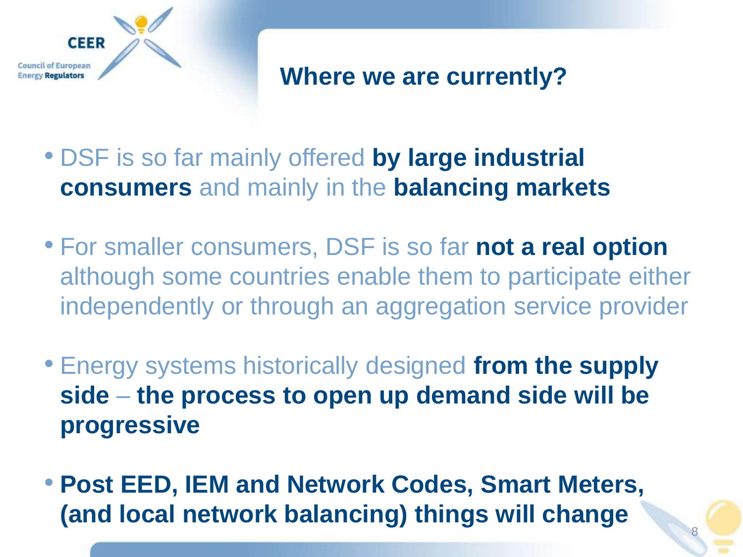# Where we are currently?

- DSF is so far mainly offered **by large industrial consumers** and mainly in the **balancing markets**

- For smaller consumers, DSF is so far **not a real option** although some countries enable them to participate either independently or through an aggregation service provider

- Energy systems historically designed **from the supply side** – **the process to open up demand side will be progressive**

- **Post EED, IEM and Network Codes, Smart Meters, (and local network balancing) things will change**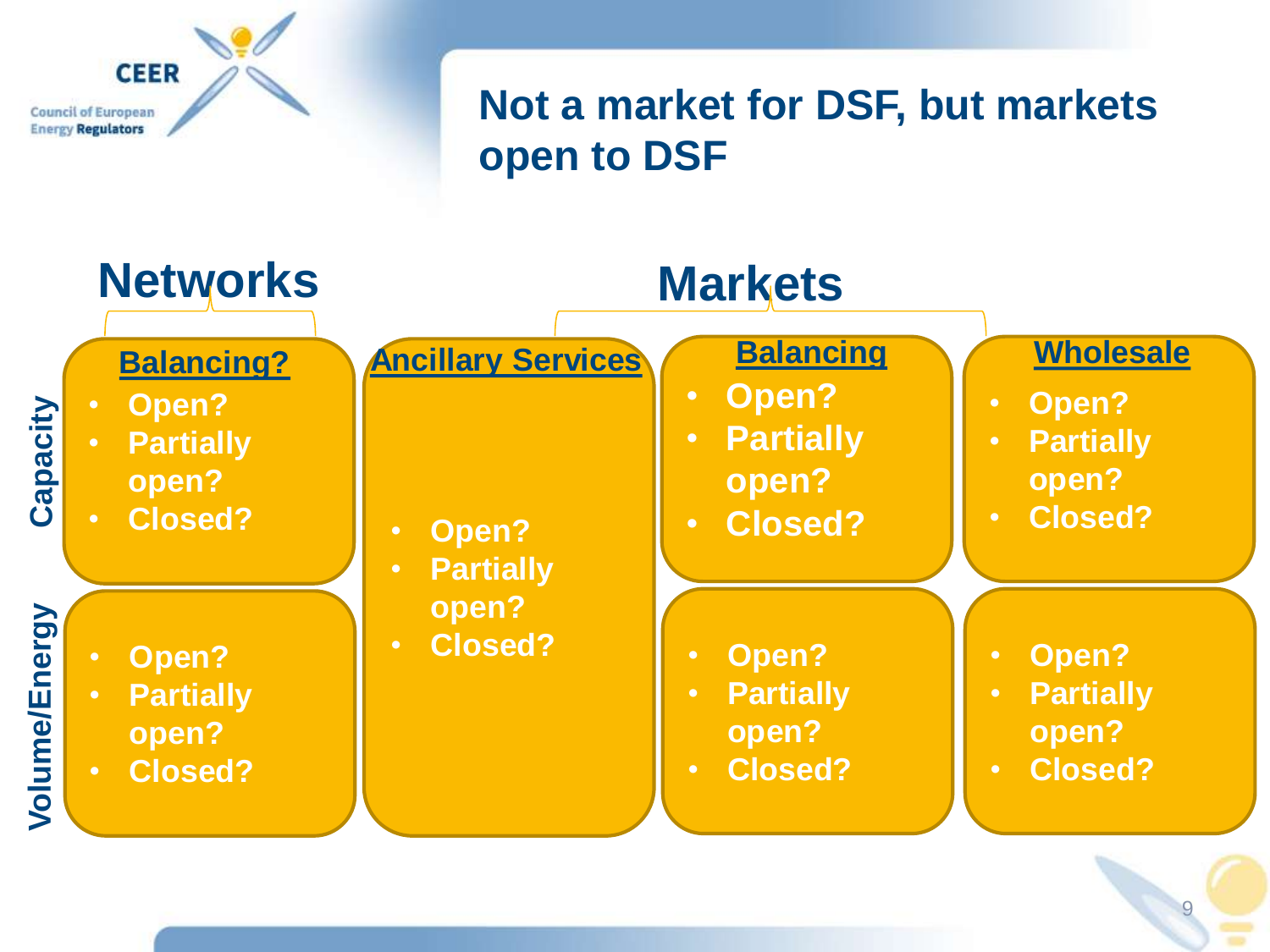# Not a market for DSF, but markets open to DSF

| | Networks | Markets | | |
|---|---|---|---|---|
| | **Balancing?** | **Ancillary Services** | **Balancing** | **Wholesale** |
| **Capacity** | • Open?<br>• Partially open?<br>• Closed? | • Open?<br>• Partially open?<br>• Closed? | • Open?<br>• Partially open?<br>• Closed? | • Open?<br>• Partially open?<br>• Closed? |
| **Volume/Energy** | • Open?<br>• Partially open?<br>• Closed? | | • Open?<br>• Partially open?<br>• Closed? | • Open?<br>• Partially open?<br>• Closed? |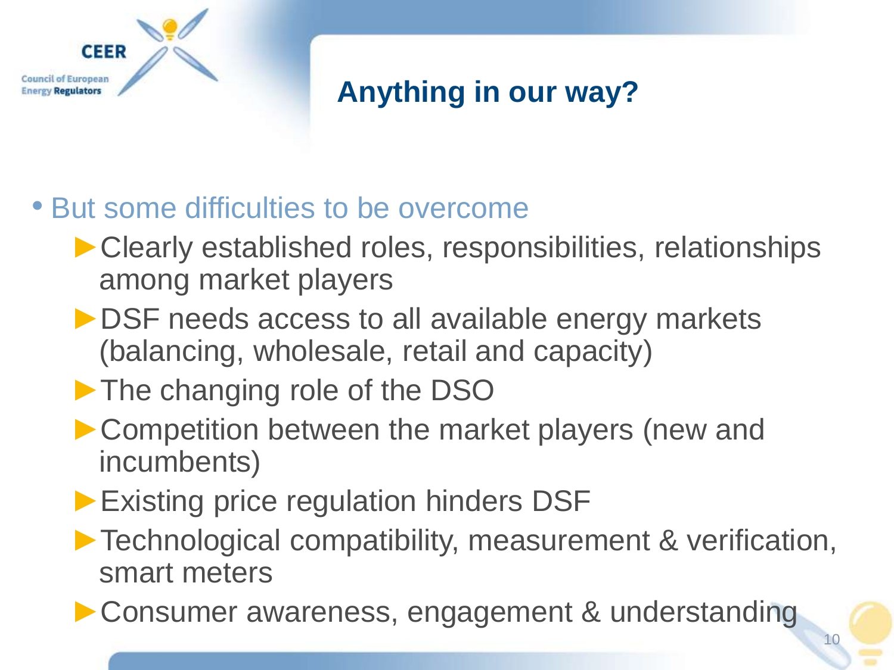# Anything in our way?

- But some difficulties to be overcome
  - Clearly established roles, responsibilities, relationships among market players
  - DSF needs access to all available energy markets (balancing, wholesale, retail and capacity)
  - The changing role of the DSO
  - Competition between the market players (new and incumbents)
  - Existing price regulation hinders DSF
  - Technological compatibility, measurement & verification, smart meters
  - Consumer awareness, engagement & understanding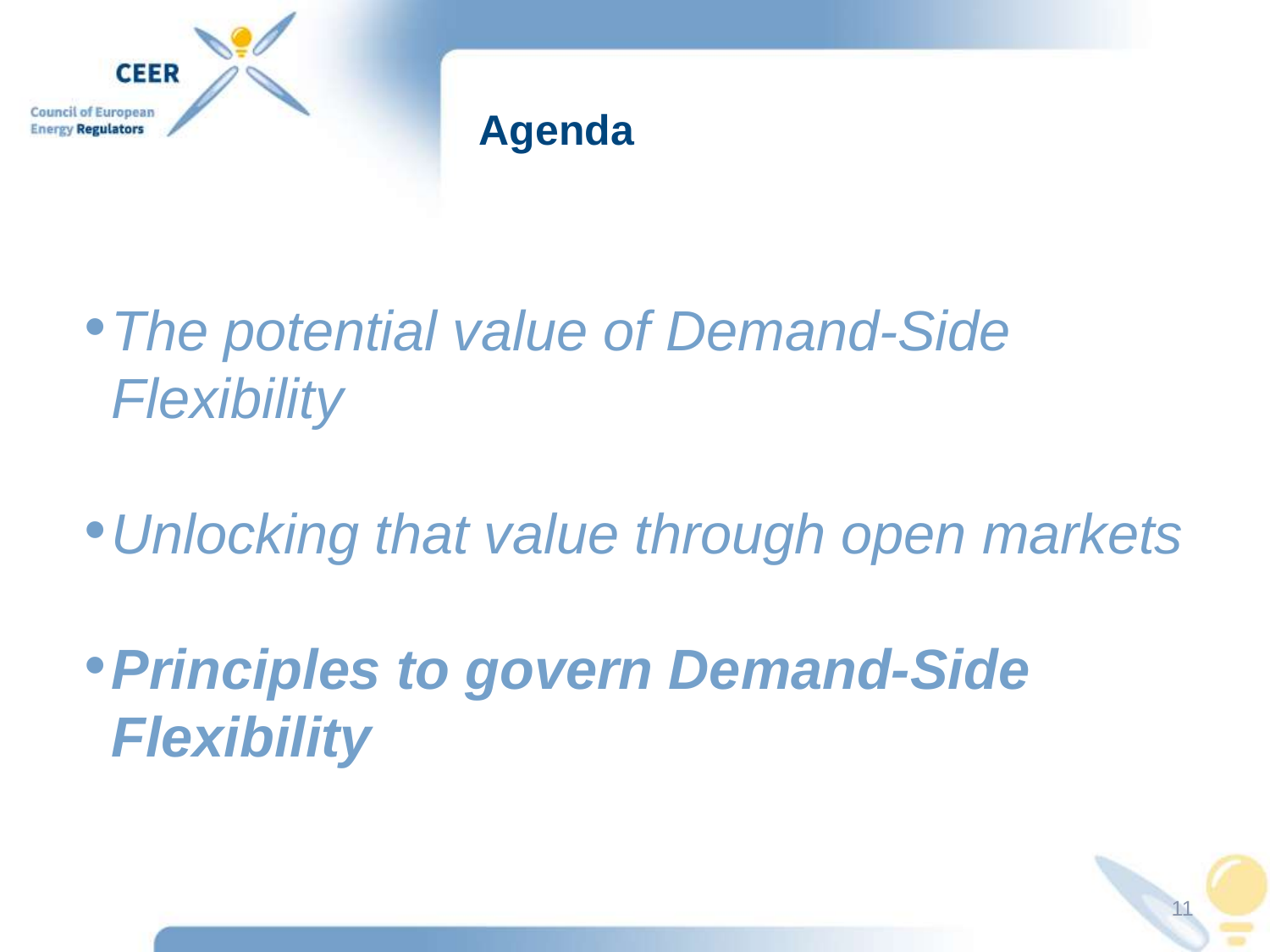# Agenda

- *The potential value of Demand-Side Flexibility*
- *Unlocking that value through open markets*
- ***Principles to govern Demand-Side Flexibility***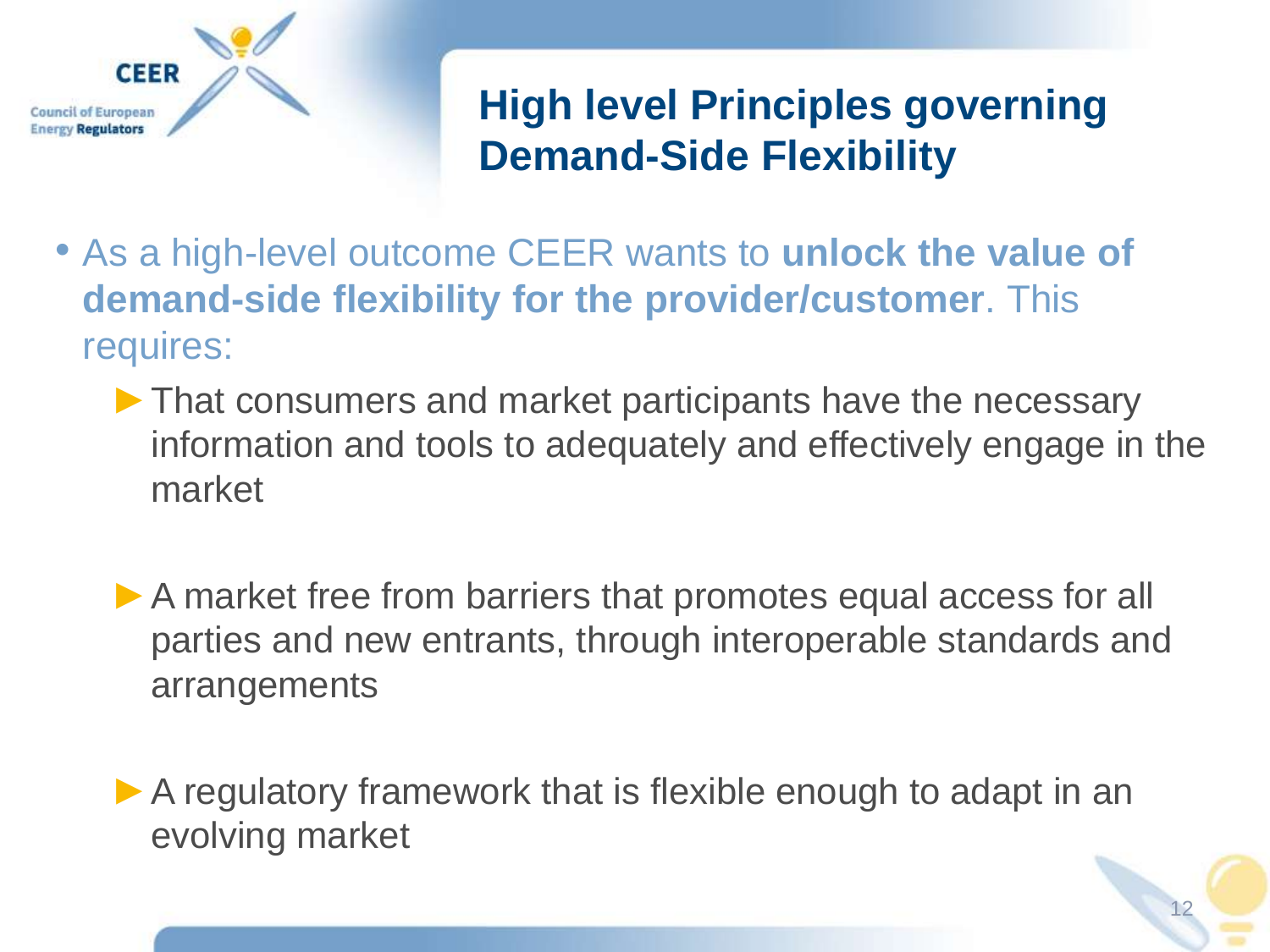# High level Principles governing Demand-Side Flexibility

- As a high-level outcome CEER wants to **unlock the value of demand-side flexibility for the provider/customer**. This requires:
  - That consumers and market participants have the necessary information and tools to adequately and effectively engage in the market
  - A market free from barriers that promotes equal access for all parties and new entrants, through interoperable standards and arrangements
  - A regulatory framework that is flexible enough to adapt in an evolving market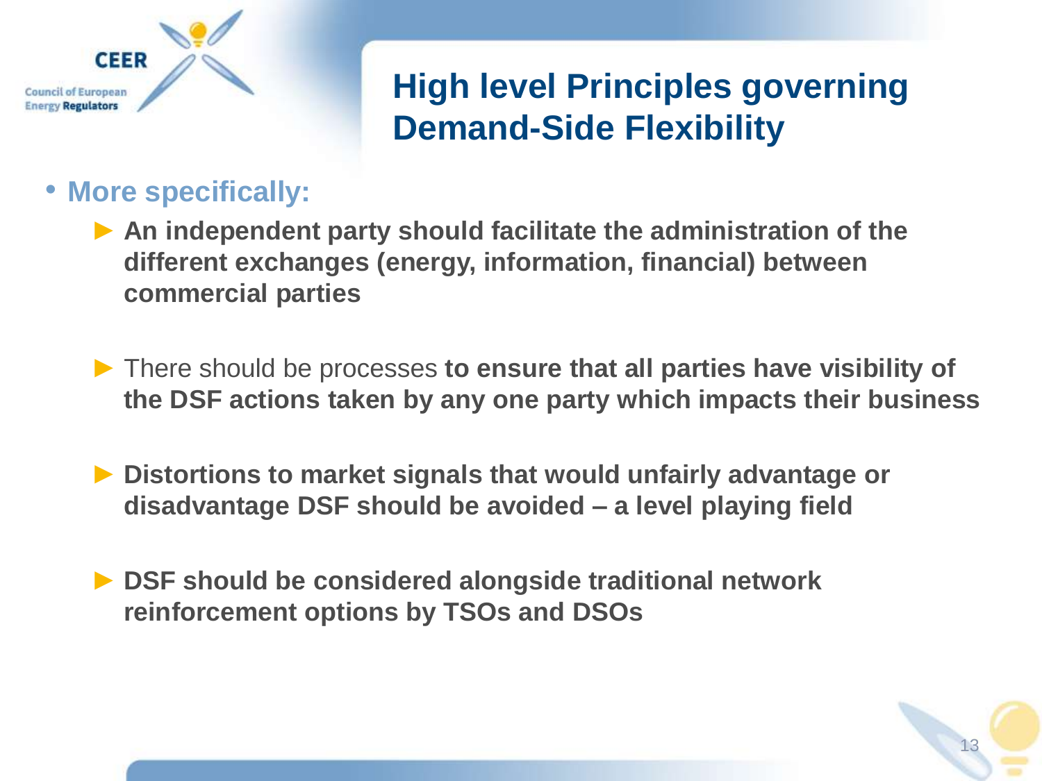# High level Principles governing Demand-Side Flexibility

- **More specifically:**
  - **An independent party should facilitate the administration of the different exchanges (energy, information, financial) between commercial parties**
  - There should be processes **to ensure that all parties have visibility of the DSF actions taken by any one party which impacts their business**
  - **Distortions to market signals that would unfairly advantage or disadvantage DSF should be avoided – a level playing field**
  - **DSF should be considered alongside traditional network reinforcement options by TSOs and DSOs**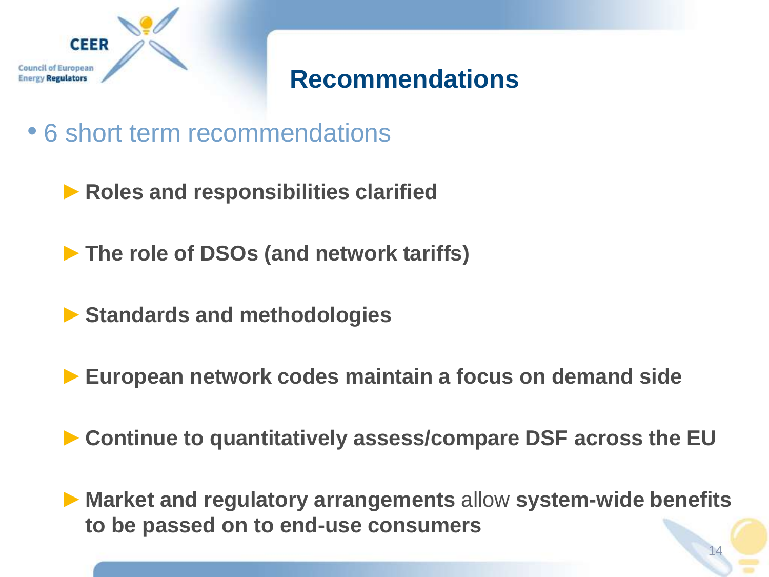# Recommendations

- 6 short term recommendations
  - **Roles and responsibilities clarified**
  - **The role of DSOs (and network tariffs)**
  - **Standards and methodologies**
  - **European network codes maintain a focus on demand side**
  - **Continue to quantitatively assess/compare DSF across the EU**
  - **Market and regulatory arrangements** allow **system-wide benefits to be passed on to end-use consumers**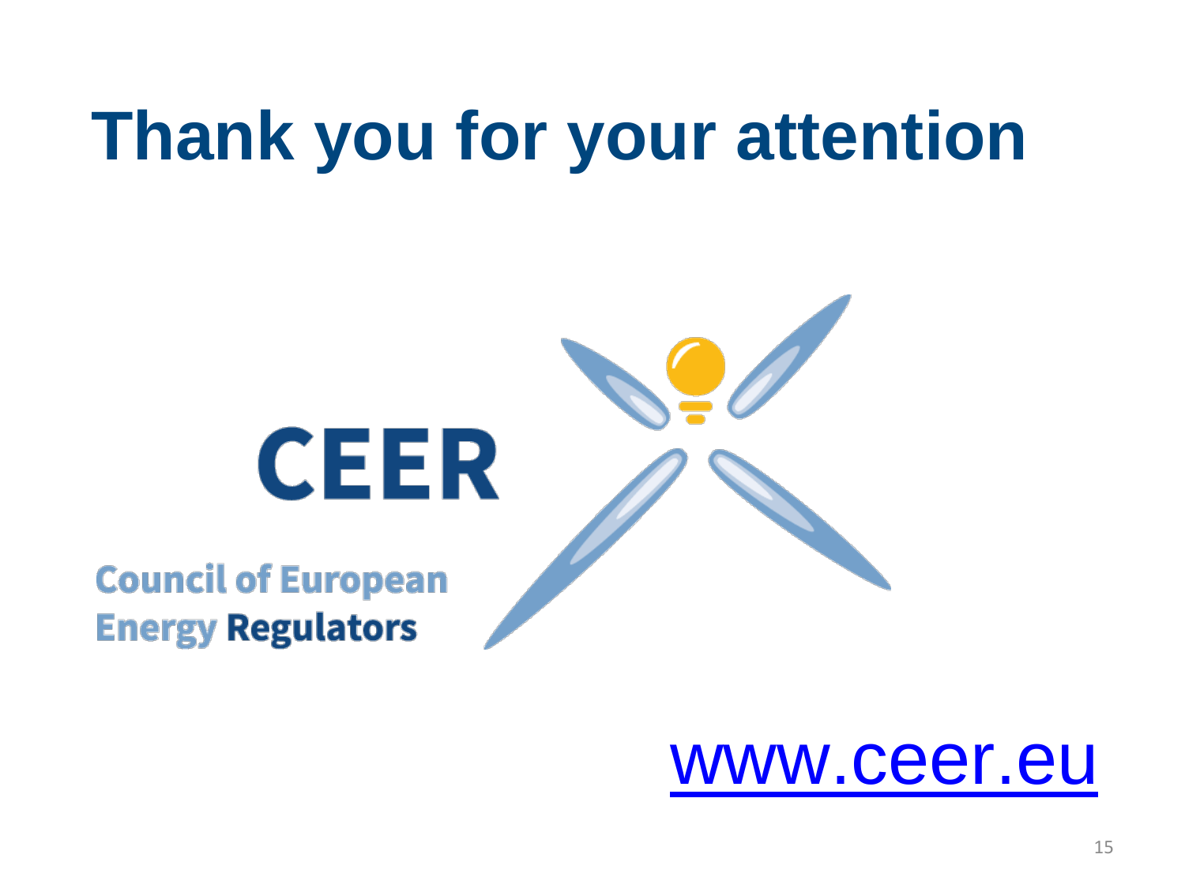# Thank you for your attention

CEER

Council of European Energy Regulators

[www.ceer.eu](http://www.ceer.eu)